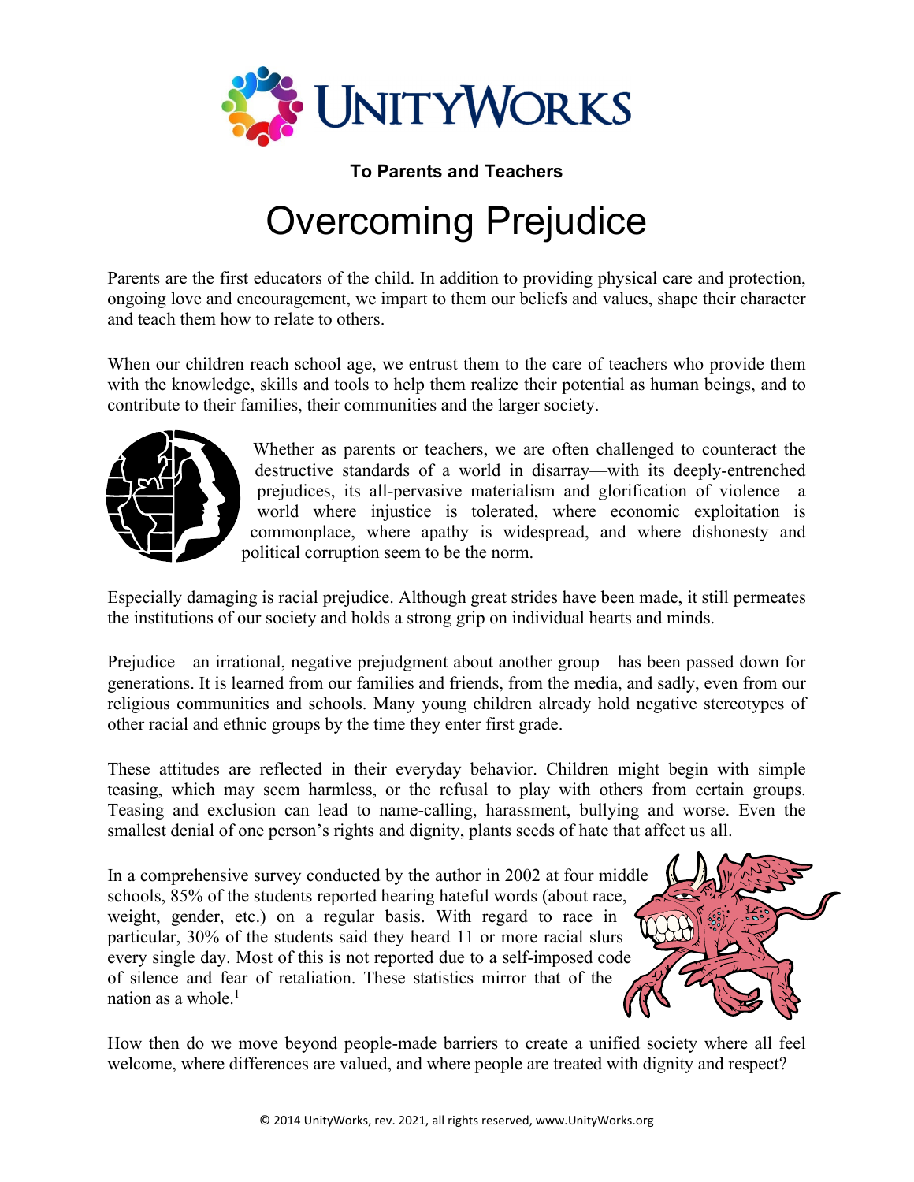UNITYWORKS

**To Parents and Teachers**

# Overcoming Prejudice

Parents are the first educators of the child. In addition to providing physical care and protection, ongoing love and encouragement, we impart to them our beliefs and values, shape their character and teach them how to relate to others.

When our children reach school age, we entrust them to the care of teachers who provide them with the knowledge, skills and tools to help them realize their potential as human beings, and to contribute to their families, their communities and the larger society.

Whether as parents or teachers, we are often challenged to counteract the destructive standards of a world in disarray—with its deeply-entrenched prejudices, its all-pervasive materialism and glorification of violence—a world where injustice is tolerated, where economic exploitation is commonplace, where apathy is widespread, and where dishonesty and political corruption seem to be the norm.

Especially damaging is racial prejudice. Although great strides have been made, it still permeates the institutions of our society and holds a strong grip on individual hearts and minds.

Prejudice—an irrational, negative prejudgment about another group—has been passed down for generations. It is learned from our families and friends, from the media, and sadly, even from our religious communities and schools. Many young children already hold negative stereotypes of other racial and ethnic groups by the time they enter first grade.

These attitudes are reflected in their everyday behavior. Children might begin with simple teasing, which may seem harmless, or the refusal to play with others from certain groups. Teasing and exclusion can lead to name-calling, harassment, bullying and worse. Even the smallest denial of one person's rights and dignity, plants seeds of hate that affect us all.

In a comprehensive survey conducted by the author in 2002 at four middle schools, 85% of the students reported hearing hateful words (about race, weight, gender, etc.) on a regular basis. With regard to race in particular, 30% of the students said they heard 11 or more racial slurs every single day. Most of this is not reported due to a self-imposed code of silence and fear of retaliation. These statistics mirror that of the nation as a whole.[1]

How then do we move beyond people-made barriers to create a unified society where all feel welcome, where differences are valued, and where people are treated with dignity and respect?

© 2014 UnityWorks, rev. 2021, all rights reserved, www.UnityWorks.org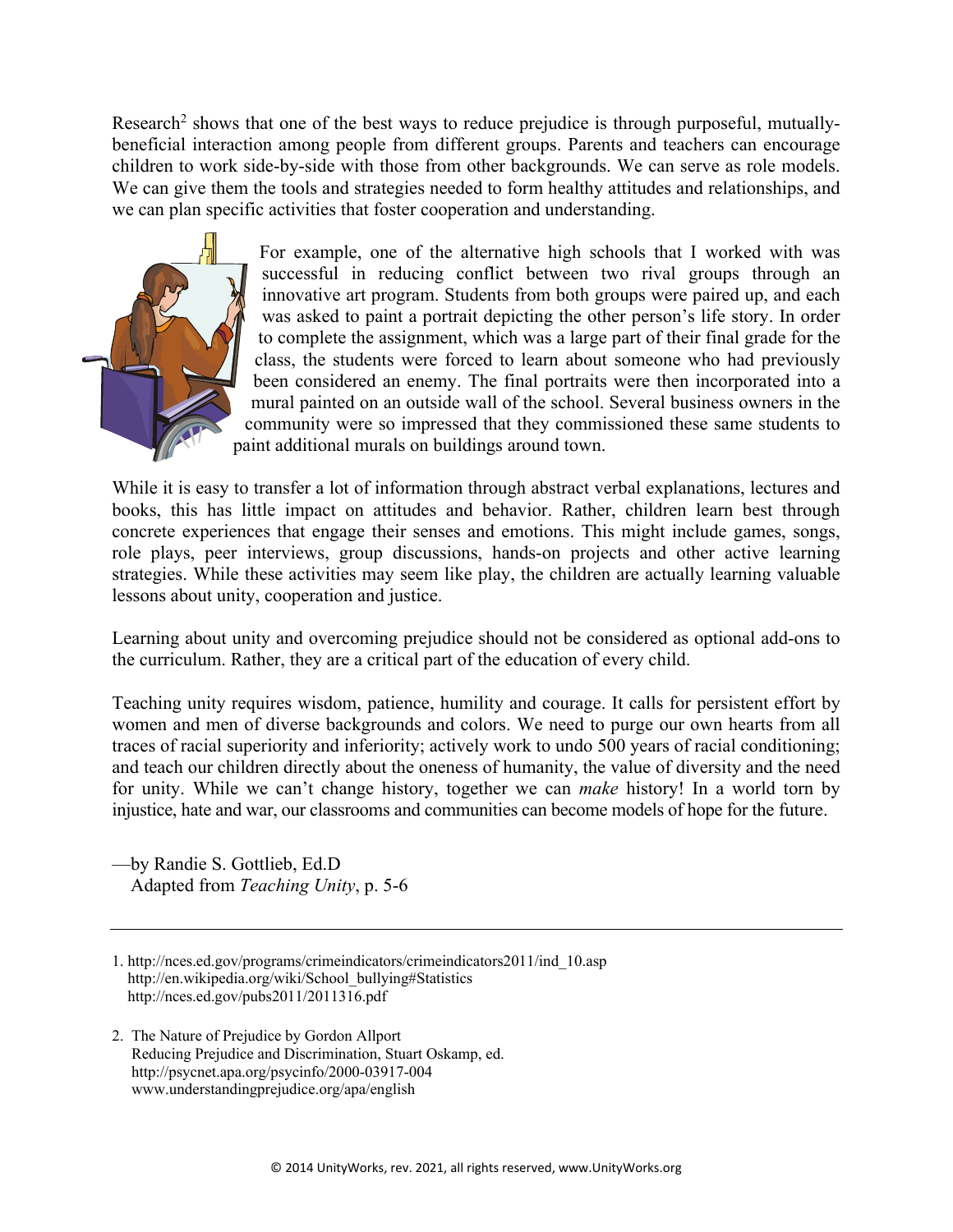Research[2] shows that one of the best ways to reduce prejudice is through purposeful, mutually-beneficial interaction among people from different groups. Parents and teachers can encourage children to work side-by-side with those from other backgrounds. We can serve as role models. We can give them the tools and strategies needed to form healthy attitudes and relationships, and we can plan specific activities that foster cooperation and understanding.

For example, one of the alternative high schools that I worked with was successful in reducing conflict between two rival groups through an innovative art program. Students from both groups were paired up, and each was asked to paint a portrait depicting the other person's life story. In order to complete the assignment, which was a large part of their final grade for the class, the students were forced to learn about someone who had previously been considered an enemy. The final portraits were then incorporated into a mural painted on an outside wall of the school. Several business owners in the community were so impressed that they commissioned these same students to paint additional murals on buildings around town.

While it is easy to transfer a lot of information through abstract verbal explanations, lectures and books, this has little impact on attitudes and behavior. Rather, children learn best through concrete experiences that engage their senses and emotions. This might include games, songs, role plays, peer interviews, group discussions, hands-on projects and other active learning strategies. While these activities may seem like play, the children are actually learning valuable lessons about unity, cooperation and justice.

Learning about unity and overcoming prejudice should not be considered as optional add-ons to the curriculum. Rather, they are a critical part of the education of every child.

Teaching unity requires wisdom, patience, humility and courage. It calls for persistent effort by women and men of diverse backgrounds and colors. We need to purge our own hearts from all traces of racial superiority and inferiority; actively work to undo 500 years of racial conditioning; and teach our children directly about the oneness of humanity, the value of diversity and the need for unity. While we can't change history, together we can *make* history! In a world torn by injustice, hate and war, our classrooms and communities can become models of hope for the future.

—by Randie S. Gottlieb, Ed.D
Adapted from *Teaching Unity*, p. 5-6

---

1. http://nces.ed.gov/programs/crimeindicators/crimeindicators2011/ind_10.asp
   http://en.wikipedia.org/wiki/School_bullying#Statistics
   http://nces.ed.gov/pubs2011/2011316.pdf

2. The Nature of Prejudice by Gordon Allport
   Reducing Prejudice and Discrimination, Stuart Oskamp, ed.
   http://psycnet.apa.org/psycinfo/2000-03917-004
   www.understandingprejudice.org/apa/english

© 2014 UnityWorks, rev. 2021, all rights reserved, www.UnityWorks.org